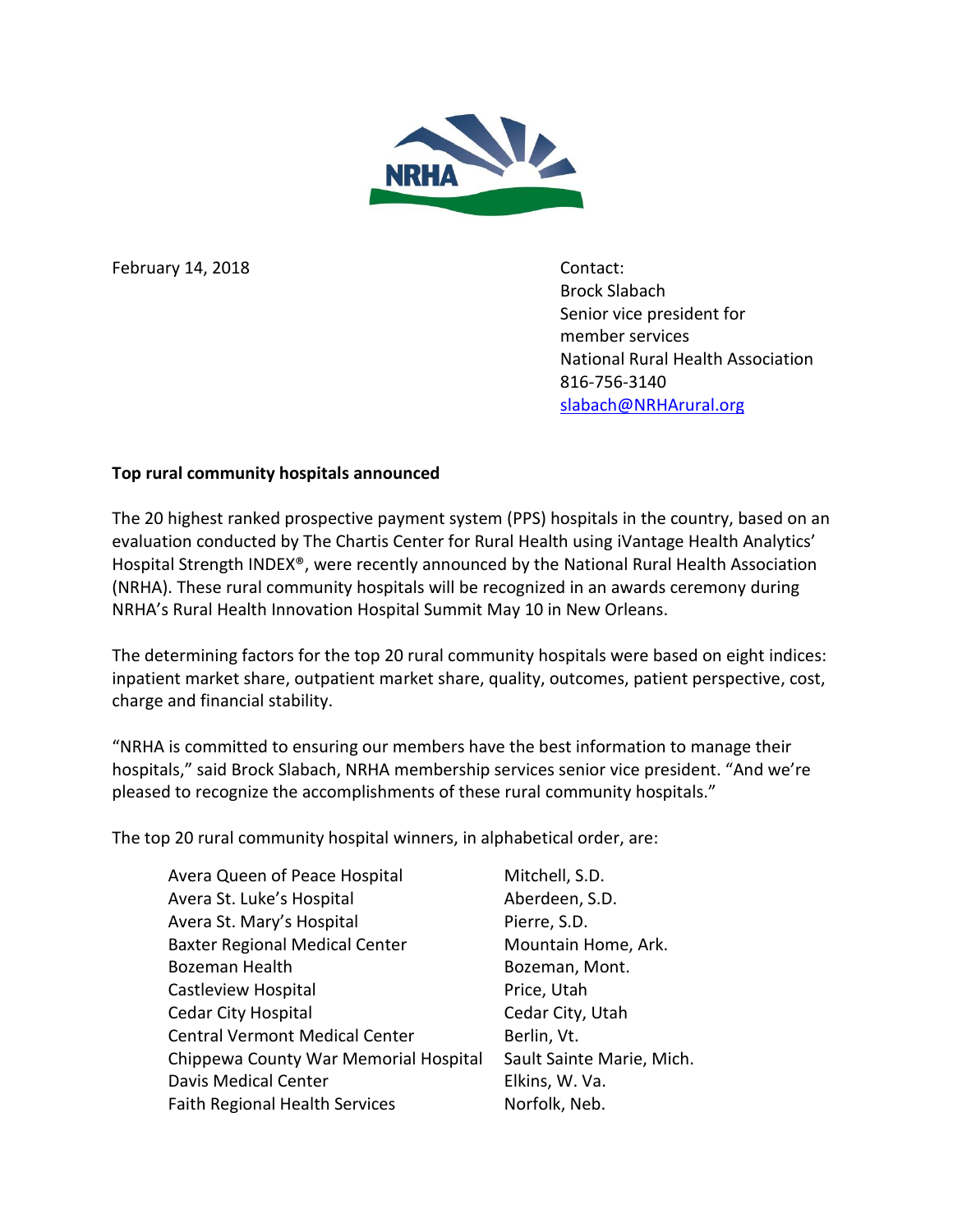NRHA

February 14, 2018

Contact:
Brock Slabach
Senior vice president for member services
National Rural Health Association
816-756-3140
slabach@NRHArural.org

**Top rural community hospitals announced**

The 20 highest ranked prospective payment system (PPS) hospitals in the country, based on an evaluation conducted by The Chartis Center for Rural Health using iVantage Health Analytics' Hospital Strength INDEX®, were recently announced by the National Rural Health Association (NRHA). These rural community hospitals will be recognized in an awards ceremony during NRHA's Rural Health Innovation Hospital Summit May 10 in New Orleans.

The determining factors for the top 20 rural community hospitals were based on eight indices: inpatient market share, outpatient market share, quality, outcomes, patient perspective, cost, charge and financial stability.

"NRHA is committed to ensuring our members have the best information to manage their hospitals," said Brock Slabach, NRHA membership services senior vice president. "And we're pleased to recognize the accomplishments of these rural community hospitals."

The top 20 rural community hospital winners, in alphabetical order, are:

| Hospital | Location |
|---|---|
| Avera Queen of Peace Hospital | Mitchell, S.D. |
| Avera St. Luke's Hospital | Aberdeen, S.D. |
| Avera St. Mary's Hospital | Pierre, S.D. |
| Baxter Regional Medical Center | Mountain Home, Ark. |
| Bozeman Health | Bozeman, Mont. |
| Castleview Hospital | Price, Utah |
| Cedar City Hospital | Cedar City, Utah |
| Central Vermont Medical Center | Berlin, Vt. |
| Chippewa County War Memorial Hospital | Sault Sainte Marie, Mich. |
| Davis Medical Center | Elkins, W. Va. |
| Faith Regional Health Services | Norfolk, Neb. |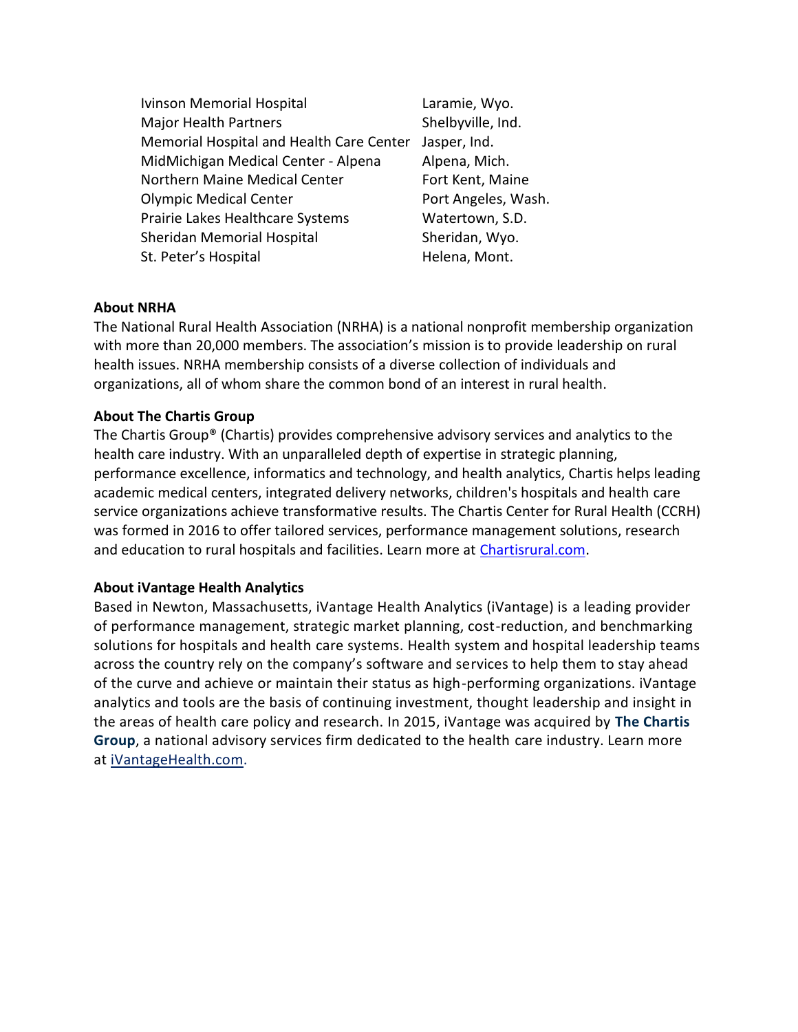| | |
|---|---|
| Ivinson Memorial Hospital | Laramie, Wyo. |
| Major Health Partners | Shelbyville, Ind. |
| Memorial Hospital and Health Care Center | Jasper, Ind. |
| MidMichigan Medical Center - Alpena | Alpena, Mich. |
| Northern Maine Medical Center | Fort Kent, Maine |
| Olympic Medical Center | Port Angeles, Wash. |
| Prairie Lakes Healthcare Systems | Watertown, S.D. |
| Sheridan Memorial Hospital | Sheridan, Wyo. |
| St. Peter's Hospital | Helena, Mont. |

**About NRHA**

The National Rural Health Association (NRHA) is a national nonprofit membership organization with more than 20,000 members. The association's mission is to provide leadership on rural health issues. NRHA membership consists of a diverse collection of individuals and organizations, all of whom share the common bond of an interest in rural health.

**About The Chartis Group**

The Chartis Group® (Chartis) provides comprehensive advisory services and analytics to the health care industry. With an unparalleled depth of expertise in strategic planning, performance excellence, informatics and technology, and health analytics, Chartis helps leading academic medical centers, integrated delivery networks, children's hospitals and health care service organizations achieve transformative results. The Chartis Center for Rural Health (CCRH) was formed in 2016 to offer tailored services, performance management solutions, research and education to rural hospitals and facilities. Learn more at Chartisrural.com.

**About iVantage Health Analytics**

Based in Newton, Massachusetts, iVantage Health Analytics (iVantage) is a leading provider of performance management, strategic market planning, cost-reduction, and benchmarking solutions for hospitals and health care systems. Health system and hospital leadership teams across the country rely on the company's software and services to help them to stay ahead of the curve and achieve or maintain their status as high-performing organizations. iVantage analytics and tools are the basis of continuing investment, thought leadership and insight in the areas of health care policy and research. In 2015, iVantage was acquired by **The Chartis Group**, a national advisory services firm dedicated to the health care industry. Learn more at iVantageHealth.com.